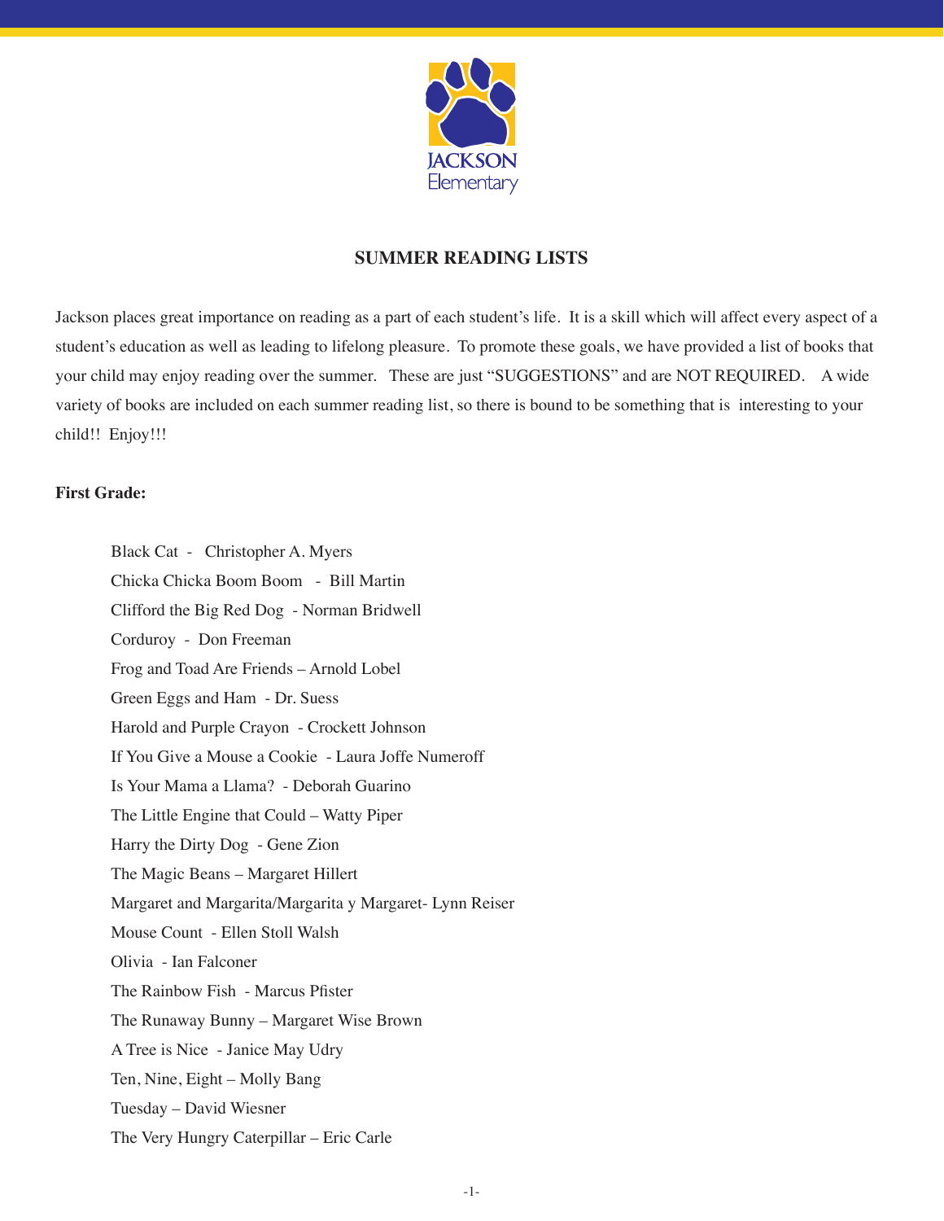JACKSON Elementary

# SUMMER READING LISTS

Jackson places great importance on reading as a part of each student's life. It is a skill which will affect every aspect of a student's education as well as leading to lifelong pleasure. To promote these goals, we have provided a list of books that your child may enjoy reading over the summer. These are just "SUGGESTIONS" and are NOT REQUIRED. A wide variety of books are included on each summer reading list, so there is bound to be something that is interesting to your child!! Enjoy!!!

**First Grade:**

- Black Cat - Christopher A. Myers
- Chicka Chicka Boom Boom - Bill Martin
- Clifford the Big Red Dog - Norman Bridwell
- Corduroy - Don Freeman
- Frog and Toad Are Friends – Arnold Lobel
- Green Eggs and Ham - Dr. Suess
- Harold and Purple Crayon - Crockett Johnson
- If You Give a Mouse a Cookie - Laura Joffe Numeroff
- Is Your Mama a Llama? - Deborah Guarino
- The Little Engine that Could – Watty Piper
- Harry the Dirty Dog - Gene Zion
- The Magic Beans – Margaret Hillert
- Margaret and Margarita/Margarita y Margaret- Lynn Reiser
- Mouse Count - Ellen Stoll Walsh
- Olivia - Ian Falconer
- The Rainbow Fish - Marcus Pfister
- The Runaway Bunny – Margaret Wise Brown
- A Tree is Nice - Janice May Udry
- Ten, Nine, Eight – Molly Bang
- Tuesday – David Wiesner
- The Very Hungry Caterpillar – Eric Carle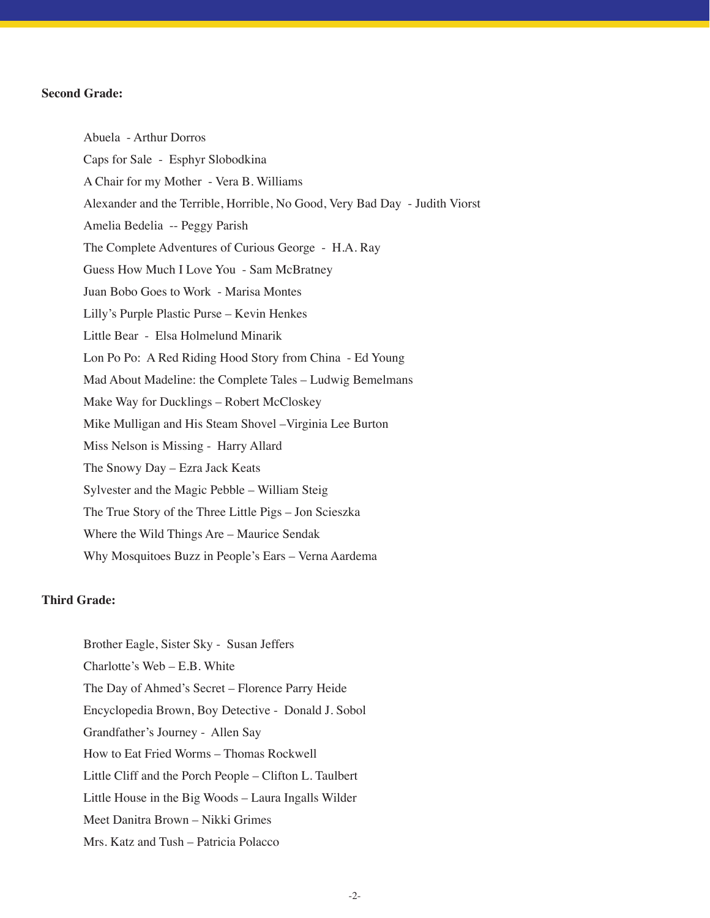**Second Grade:**

- Abuela - Arthur Dorros
- Caps for Sale - Esphyr Slobodkina
- A Chair for my Mother - Vera B. Williams
- Alexander and the Terrible, Horrible, No Good, Very Bad Day - Judith Viorst
- Amelia Bedelia -- Peggy Parish
- The Complete Adventures of Curious George - H.A. Ray
- Guess How Much I Love You - Sam McBratney
- Juan Bobo Goes to Work - Marisa Montes
- Lilly's Purple Plastic Purse – Kevin Henkes
- Little Bear - Elsa Holmelund Minarik
- Lon Po Po: A Red Riding Hood Story from China - Ed Young
- Mad About Madeline: the Complete Tales – Ludwig Bemelmans
- Make Way for Ducklings – Robert McCloskey
- Mike Mulligan and His Steam Shovel –Virginia Lee Burton
- Miss Nelson is Missing - Harry Allard
- The Snowy Day – Ezra Jack Keats
- Sylvester and the Magic Pebble – William Steig
- The True Story of the Three Little Pigs – Jon Scieszka
- Where the Wild Things Are – Maurice Sendak
- Why Mosquitoes Buzz in People's Ears – Verna Aardema

**Third Grade:**

- Brother Eagle, Sister Sky - Susan Jeffers
- Charlotte's Web – E.B. White
- The Day of Ahmed's Secret – Florence Parry Heide
- Encyclopedia Brown, Boy Detective - Donald J. Sobol
- Grandfather's Journey - Allen Say
- How to Eat Fried Worms – Thomas Rockwell
- Little Cliff and the Porch People – Clifton L. Taulbert
- Little House in the Big Woods – Laura Ingalls Wilder
- Meet Danitra Brown – Nikki Grimes
- Mrs. Katz and Tush – Patricia Polacco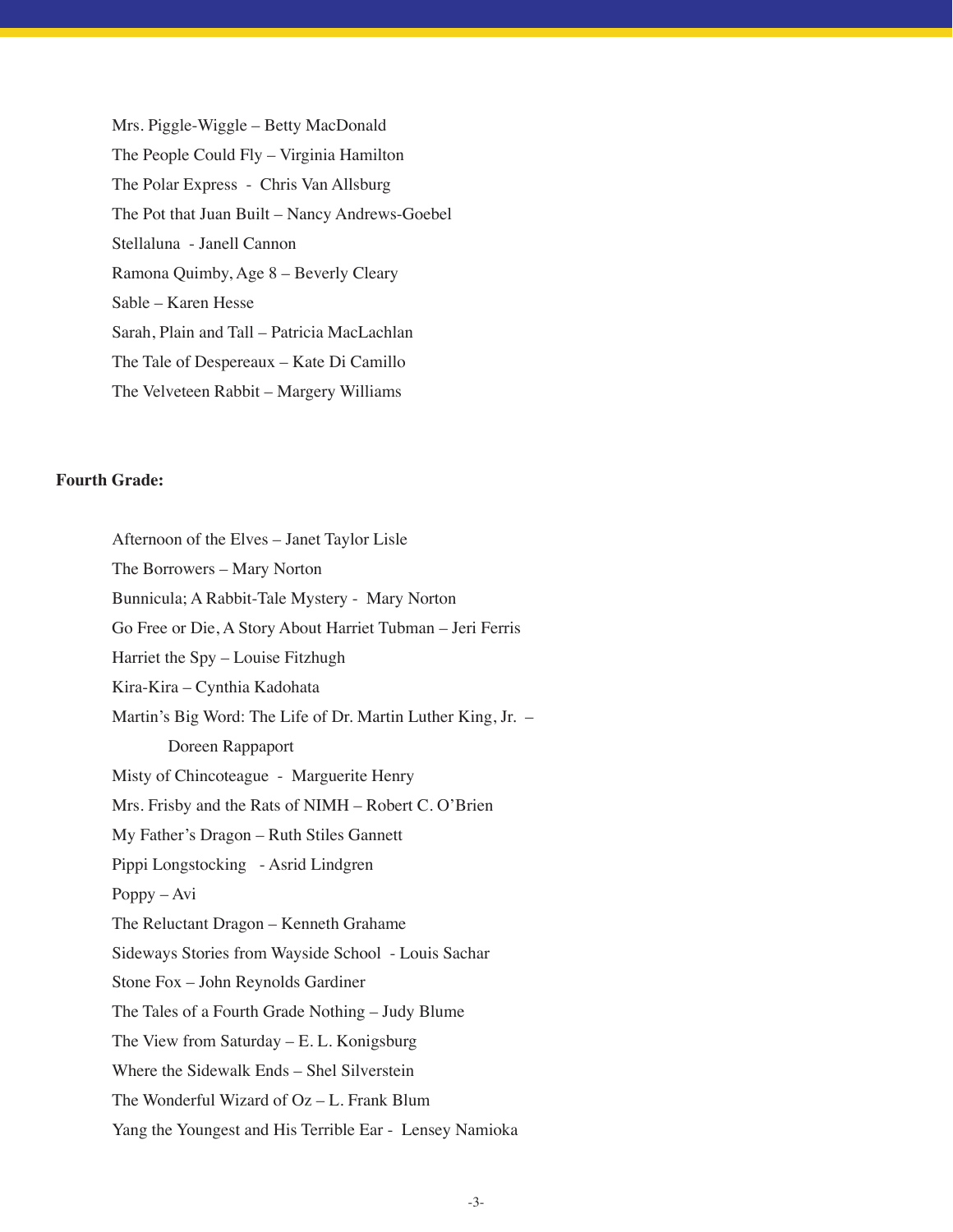Mrs. Piggle-Wiggle – Betty MacDonald

The People Could Fly – Virginia Hamilton

The Polar Express - Chris Van Allsburg

The Pot that Juan Built – Nancy Andrews-Goebel

Stellaluna - Janell Cannon

Ramona Quimby, Age 8 – Beverly Cleary

Sable – Karen Hesse

Sarah, Plain and Tall – Patricia MacLachlan

The Tale of Despereaux – Kate Di Camillo

The Velveteen Rabbit – Margery Williams

**Fourth Grade:**

Afternoon of the Elves – Janet Taylor Lisle

The Borrowers – Mary Norton

Bunnicula; A Rabbit-Tale Mystery - Mary Norton

Go Free or Die, A Story About Harriet Tubman – Jeri Ferris

Harriet the Spy – Louise Fitzhugh

Kira-Kira – Cynthia Kadohata

Martin's Big Word: The Life of Dr. Martin Luther King, Jr. – Doreen Rappaport

Misty of Chincoteague - Marguerite Henry

Mrs. Frisby and the Rats of NIMH – Robert C. O'Brien

My Father's Dragon – Ruth Stiles Gannett

Pippi Longstocking - Asrid Lindgren

Poppy – Avi

The Reluctant Dragon – Kenneth Grahame

Sideways Stories from Wayside School - Louis Sachar

Stone Fox – John Reynolds Gardiner

The Tales of a Fourth Grade Nothing – Judy Blume

The View from Saturday – E. L. Konigsburg

Where the Sidewalk Ends – Shel Silverstein

The Wonderful Wizard of Oz – L. Frank Blum

Yang the Youngest and His Terrible Ear - Lensey Namioka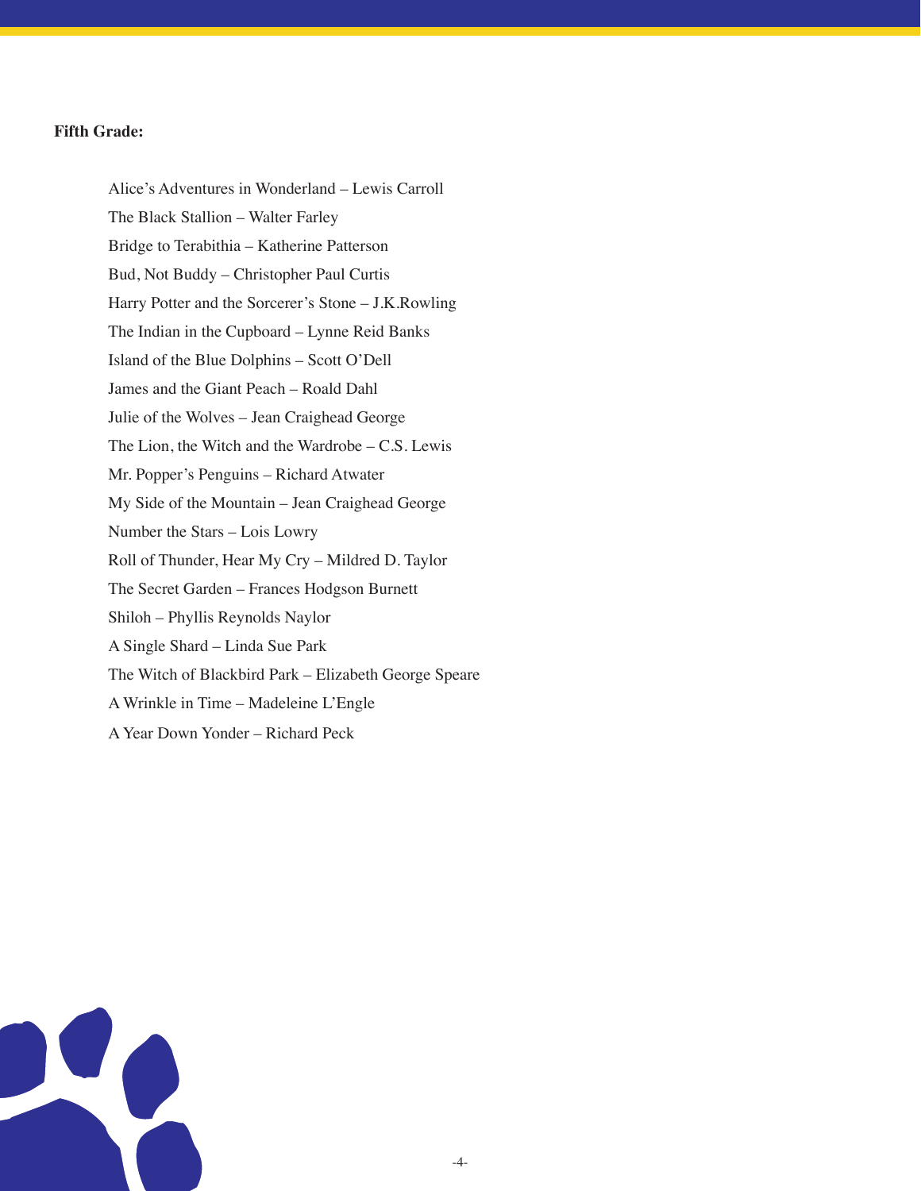**Fifth Grade:**

Alice's Adventures in Wonderland – Lewis Carroll
The Black Stallion – Walter Farley
Bridge to Terabithia – Katherine Patterson
Bud, Not Buddy – Christopher Paul Curtis
Harry Potter and the Sorcerer's Stone – J.K.Rowling
The Indian in the Cupboard – Lynne Reid Banks
Island of the Blue Dolphins – Scott O'Dell
James and the Giant Peach – Roald Dahl
Julie of the Wolves – Jean Craighead George
The Lion, the Witch and the Wardrobe – C.S. Lewis
Mr. Popper's Penguins – Richard Atwater
My Side of the Mountain – Jean Craighead George
Number the Stars – Lois Lowry
Roll of Thunder, Hear My Cry – Mildred D. Taylor
The Secret Garden – Frances Hodgson Burnett
Shiloh – Phyllis Reynolds Naylor
A Single Shard – Linda Sue Park
The Witch of Blackbird Park – Elizabeth George Speare
A Wrinkle in Time – Madeleine L'Engle
A Year Down Yonder – Richard Peck